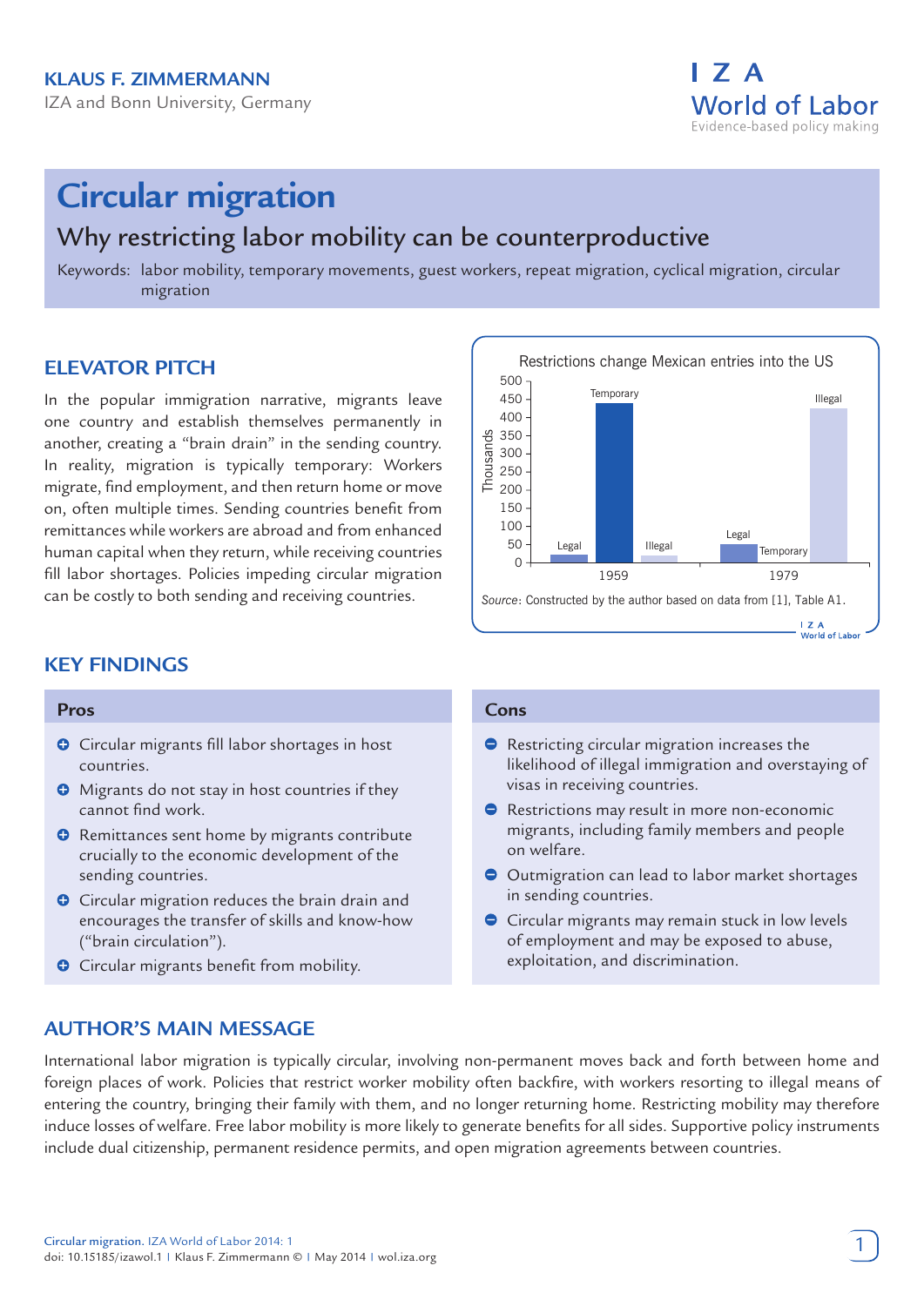**KLAUS F. ZIMMERMANN**

IZA and Bonn University, Germany

I Z A World of Labor
Evidence-based policy making

# Circular migration

## Why restricting labor mobility can be counterproductive

Keywords: labor mobility, temporary movements, guest workers, repeat migration, cyclical migration, circular migration

## ELEVATOR PITCH

In the popular immigration narrative, migrants leave one country and establish themselves permanently in another, creating a "brain drain" in the sending country. In reality, migration is typically temporary: Workers migrate, find employment, and then return home or move on, often multiple times. Sending countries benefit from remittances while workers are abroad and from enhanced human capital when they return, while receiving countries fill labor shortages. Policies impeding circular migration can be costly to both sending and receiving countries.

Restrictions change Mexican entries into the US

| Year | Legal | Temporary | Illegal |
|---|---|---|---|
| 1959 | Legal | Temporary | Illegal |
| 1979 | Legal | Temporary | Illegal |

Source: Constructed by the author based on data from [1], Table A1.

## KEY FINDINGS

### Pros

- Circular migrants fill labor shortages in host countries.
- Migrants do not stay in host countries if they cannot find work.
- Remittances sent home by migrants contribute crucially to the economic development of the sending countries.
- Circular migration reduces the brain drain and encourages the transfer of skills and know-how ("brain circulation").
- Circular migrants benefit from mobility.

### Cons

- Restricting circular migration increases the likelihood of illegal immigration and overstaying of visas in receiving countries.
- Restrictions may result in more non-economic migrants, including family members and people on welfare.
- Outmigration can lead to labor market shortages in sending countries.
- Circular migrants may remain stuck in low levels of employment and may be exposed to abuse, exploitation, and discrimination.

## AUTHOR'S MAIN MESSAGE

International labor migration is typically circular, involving non-permanent moves back and forth between home and foreign places of work. Policies that restrict worker mobility often backfire, with workers resorting to illegal means of entering the country, bringing their family with them, and no longer returning home. Restricting mobility may therefore induce losses of welfare. Free labor mobility is more likely to generate benefits for all sides. Supportive policy instruments include dual citizenship, permanent residence permits, and open migration agreements between countries.

Circular migration. IZA World of Labor 2014: 1
doi: 10.15185/izawol.1 | Klaus F. Zimmermann © | May 2014 | wol.iza.org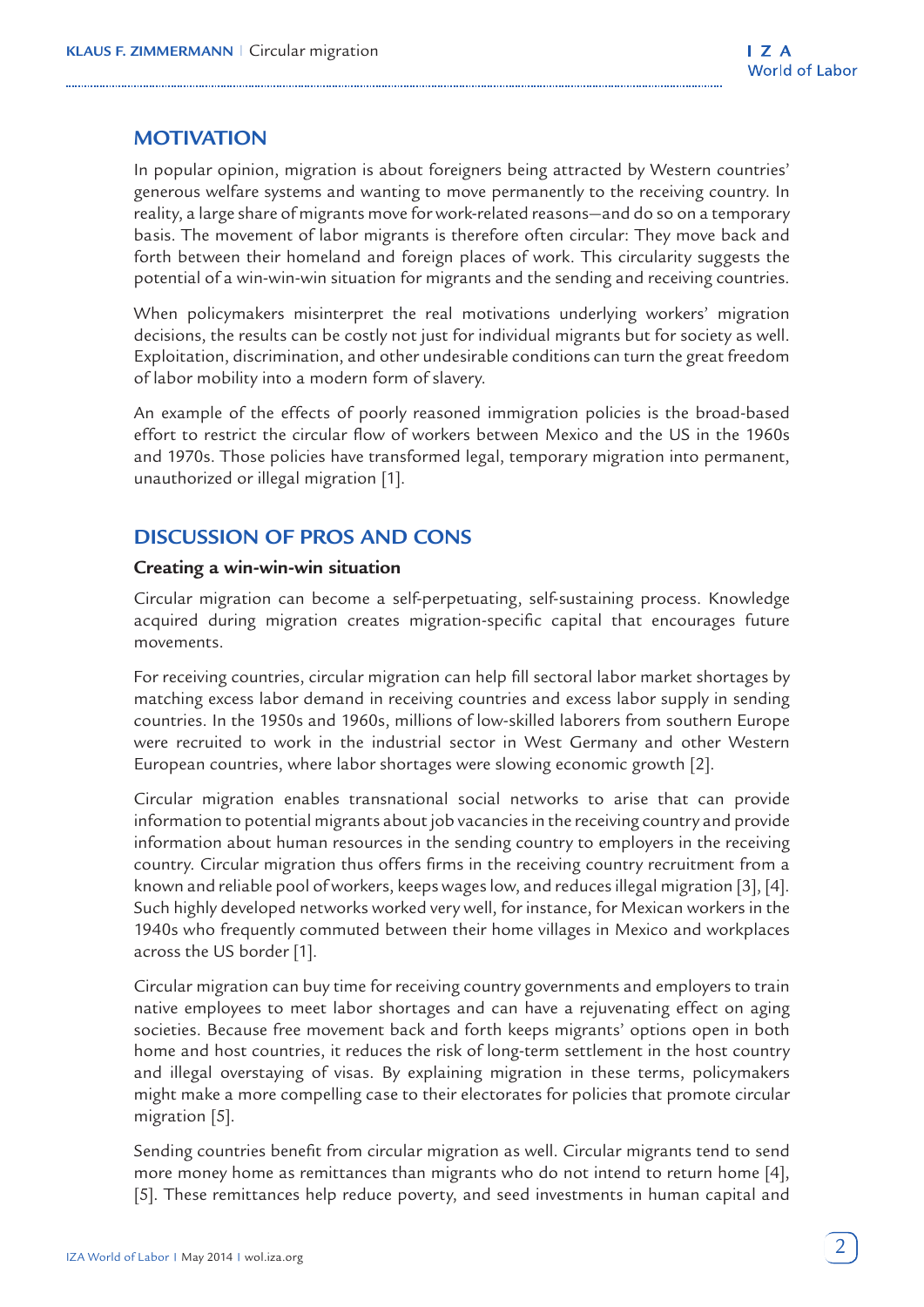## MOTIVATION

In popular opinion, migration is about foreigners being attracted by Western countries' generous welfare systems and wanting to move permanently to the receiving country. In reality, a large share of migrants move for work-related reasons—and do so on a temporary basis. The movement of labor migrants is therefore often circular: They move back and forth between their homeland and foreign places of work. This circularity suggests the potential of a win-win-win situation for migrants and the sending and receiving countries.

When policymakers misinterpret the real motivations underlying workers' migration decisions, the results can be costly not just for individual migrants but for society as well. Exploitation, discrimination, and other undesirable conditions can turn the great freedom of labor mobility into a modern form of slavery.

An example of the effects of poorly reasoned immigration policies is the broad-based effort to restrict the circular flow of workers between Mexico and the US in the 1960s and 1970s. Those policies have transformed legal, temporary migration into permanent, unauthorized or illegal migration [1].

## DISCUSSION OF PROS AND CONS

### Creating a win-win-win situation

Circular migration can become a self-perpetuating, self-sustaining process. Knowledge acquired during migration creates migration-specific capital that encourages future movements.

For receiving countries, circular migration can help fill sectoral labor market shortages by matching excess labor demand in receiving countries and excess labor supply in sending countries. In the 1950s and 1960s, millions of low-skilled laborers from southern Europe were recruited to work in the industrial sector in West Germany and other Western European countries, where labor shortages were slowing economic growth [2].

Circular migration enables transnational social networks to arise that can provide information to potential migrants about job vacancies in the receiving country and provide information about human resources in the sending country to employers in the receiving country. Circular migration thus offers firms in the receiving country recruitment from a known and reliable pool of workers, keeps wages low, and reduces illegal migration [3], [4]. Such highly developed networks worked very well, for instance, for Mexican workers in the 1940s who frequently commuted between their home villages in Mexico and workplaces across the US border [1].

Circular migration can buy time for receiving country governments and employers to train native employees to meet labor shortages and can have a rejuvenating effect on aging societies. Because free movement back and forth keeps migrants' options open in both home and host countries, it reduces the risk of long-term settlement in the host country and illegal overstaying of visas. By explaining migration in these terms, policymakers might make a more compelling case to their electorates for policies that promote circular migration [5].

Sending countries benefit from circular migration as well. Circular migrants tend to send more money home as remittances than migrants who do not intend to return home [4], [5]. These remittances help reduce poverty, and seed investments in human capital and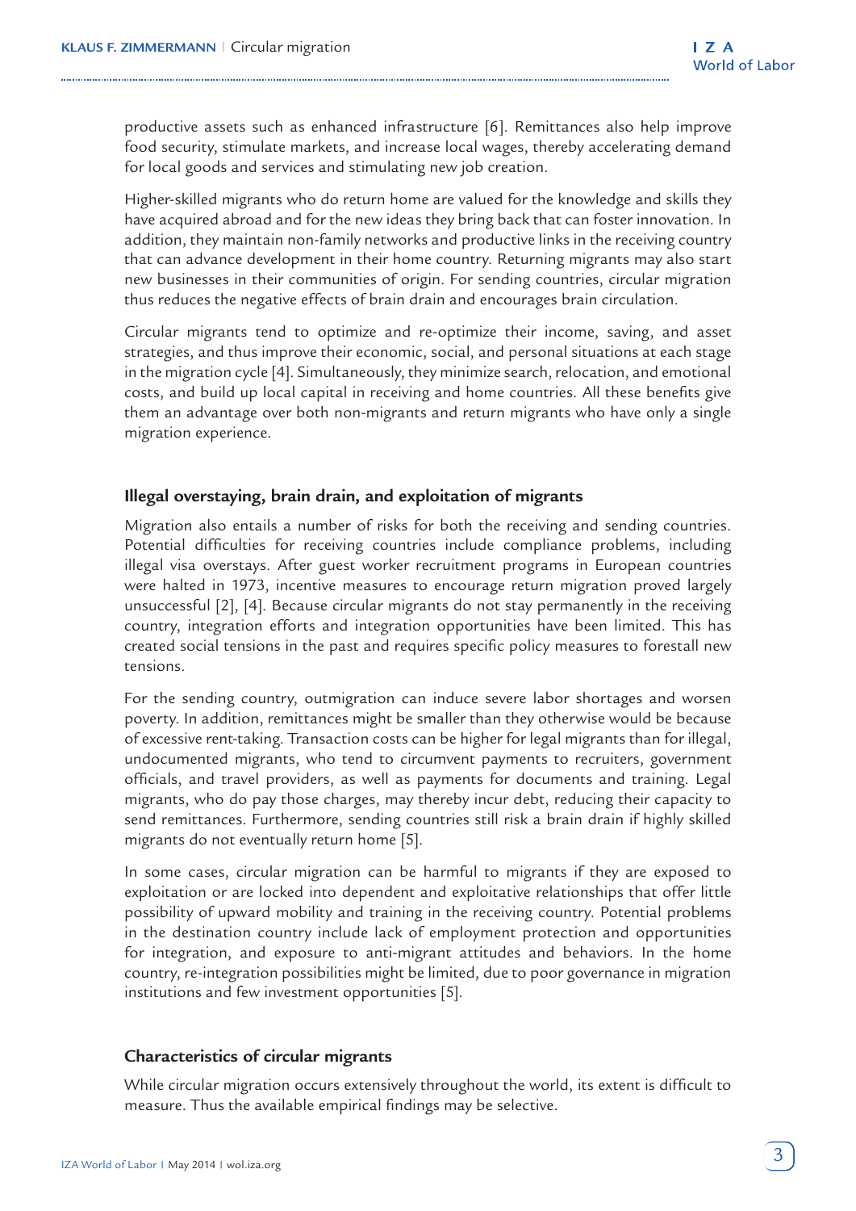productive assets such as enhanced infrastructure [6]. Remittances also help improve food security, stimulate markets, and increase local wages, thereby accelerating demand for local goods and services and stimulating new job creation.

Higher-skilled migrants who do return home are valued for the knowledge and skills they have acquired abroad and for the new ideas they bring back that can foster innovation. In addition, they maintain non-family networks and productive links in the receiving country that can advance development in their home country. Returning migrants may also start new businesses in their communities of origin. For sending countries, circular migration thus reduces the negative effects of brain drain and encourages brain circulation.

Circular migrants tend to optimize and re-optimize their income, saving, and asset strategies, and thus improve their economic, social, and personal situations at each stage in the migration cycle [4]. Simultaneously, they minimize search, relocation, and emotional costs, and build up local capital in receiving and home countries. All these benefits give them an advantage over both non-migrants and return migrants who have only a single migration experience.

### Illegal overstaying, brain drain, and exploitation of migrants

Migration also entails a number of risks for both the receiving and sending countries. Potential difficulties for receiving countries include compliance problems, including illegal visa overstays. After guest worker recruitment programs in European countries were halted in 1973, incentive measures to encourage return migration proved largely unsuccessful [2], [4]. Because circular migrants do not stay permanently in the receiving country, integration efforts and integration opportunities have been limited. This has created social tensions in the past and requires specific policy measures to forestall new tensions.

For the sending country, outmigration can induce severe labor shortages and worsen poverty. In addition, remittances might be smaller than they otherwise would be because of excessive rent-taking. Transaction costs can be higher for legal migrants than for illegal, undocumented migrants, who tend to circumvent payments to recruiters, government officials, and travel providers, as well as payments for documents and training. Legal migrants, who do pay those charges, may thereby incur debt, reducing their capacity to send remittances. Furthermore, sending countries still risk a brain drain if highly skilled migrants do not eventually return home [5].

In some cases, circular migration can be harmful to migrants if they are exposed to exploitation or are locked into dependent and exploitative relationships that offer little possibility of upward mobility and training in the receiving country. Potential problems in the destination country include lack of employment protection and opportunities for integration, and exposure to anti-migrant attitudes and behaviors. In the home country, re-integration possibilities might be limited, due to poor governance in migration institutions and few investment opportunities [5].

### Characteristics of circular migrants

While circular migration occurs extensively throughout the world, its extent is difficult to measure. Thus the available empirical findings may be selective.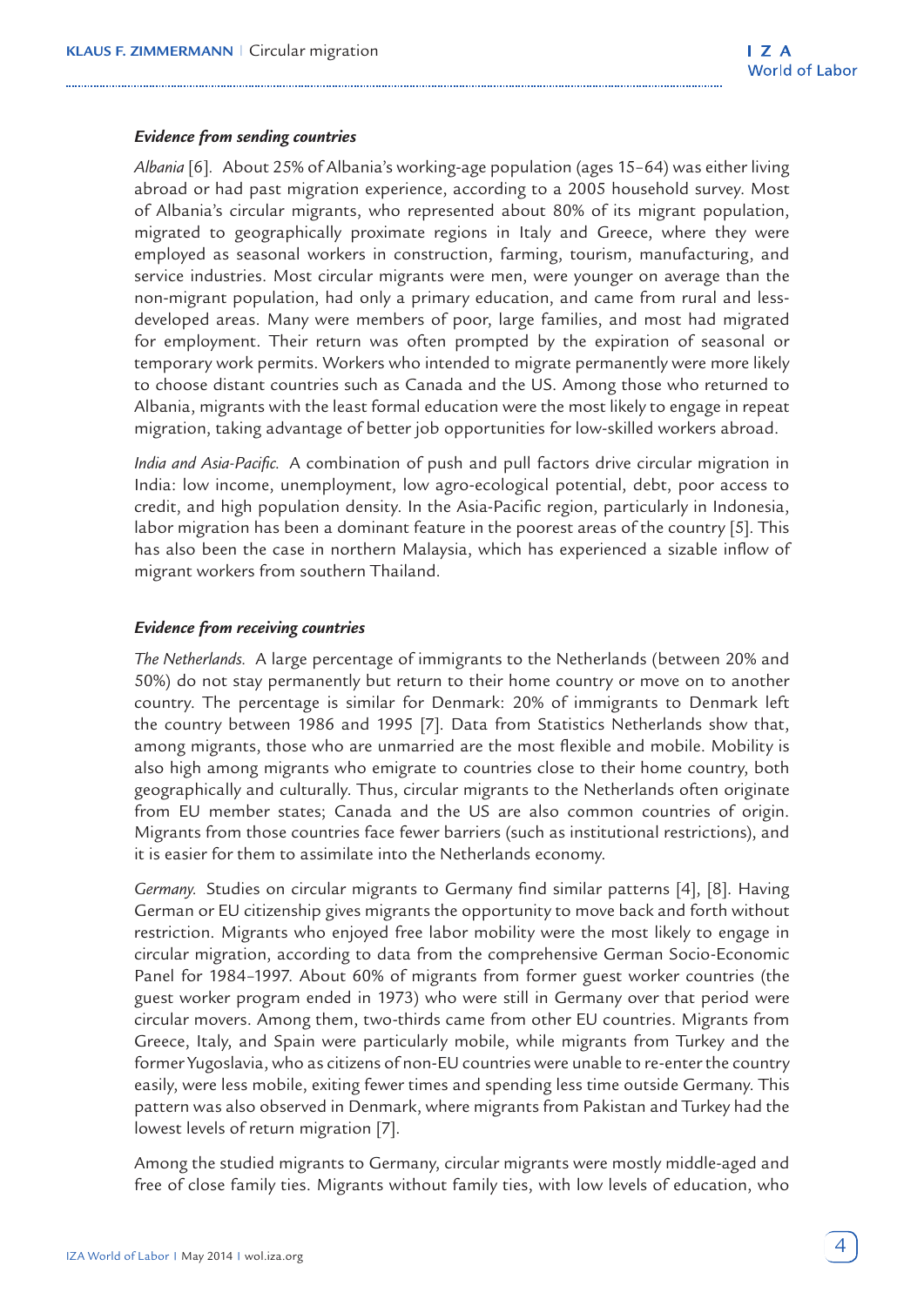### *Evidence from sending countries*

*Albania* [6]. About 25% of Albania's working-age population (ages 15–64) was either living abroad or had past migration experience, according to a 2005 household survey. Most of Albania's circular migrants, who represented about 80% of its migrant population, migrated to geographically proximate regions in Italy and Greece, where they were employed as seasonal workers in construction, farming, tourism, manufacturing, and service industries. Most circular migrants were men, were younger on average than the non-migrant population, had only a primary education, and came from rural and less-developed areas. Many were members of poor, large families, and most had migrated for employment. Their return was often prompted by the expiration of seasonal or temporary work permits. Workers who intended to migrate permanently were more likely to choose distant countries such as Canada and the US. Among those who returned to Albania, migrants with the least formal education were the most likely to engage in repeat migration, taking advantage of better job opportunities for low-skilled workers abroad.

*India and Asia-Pacific.* A combination of push and pull factors drive circular migration in India: low income, unemployment, low agro-ecological potential, debt, poor access to credit, and high population density. In the Asia-Pacific region, particularly in Indonesia, labor migration has been a dominant feature in the poorest areas of the country [5]. This has also been the case in northern Malaysia, which has experienced a sizable inflow of migrant workers from southern Thailand.

### *Evidence from receiving countries*

*The Netherlands.* A large percentage of immigrants to the Netherlands (between 20% and 50%) do not stay permanently but return to their home country or move on to another country. The percentage is similar for Denmark: 20% of immigrants to Denmark left the country between 1986 and 1995 [7]. Data from Statistics Netherlands show that, among migrants, those who are unmarried are the most flexible and mobile. Mobility is also high among migrants who emigrate to countries close to their home country, both geographically and culturally. Thus, circular migrants to the Netherlands often originate from EU member states; Canada and the US are also common countries of origin. Migrants from those countries face fewer barriers (such as institutional restrictions), and it is easier for them to assimilate into the Netherlands economy.

*Germany.* Studies on circular migrants to Germany find similar patterns [4], [8]. Having German or EU citizenship gives migrants the opportunity to move back and forth without restriction. Migrants who enjoyed free labor mobility were the most likely to engage in circular migration, according to data from the comprehensive German Socio-Economic Panel for 1984–1997. About 60% of migrants from former guest worker countries (the guest worker program ended in 1973) who were still in Germany over that period were circular movers. Among them, two-thirds came from other EU countries. Migrants from Greece, Italy, and Spain were particularly mobile, while migrants from Turkey and the former Yugoslavia, who as citizens of non-EU countries were unable to re-enter the country easily, were less mobile, exiting fewer times and spending less time outside Germany. This pattern was also observed in Denmark, where migrants from Pakistan and Turkey had the lowest levels of return migration [7].

Among the studied migrants to Germany, circular migrants were mostly middle-aged and free of close family ties. Migrants without family ties, with low levels of education, who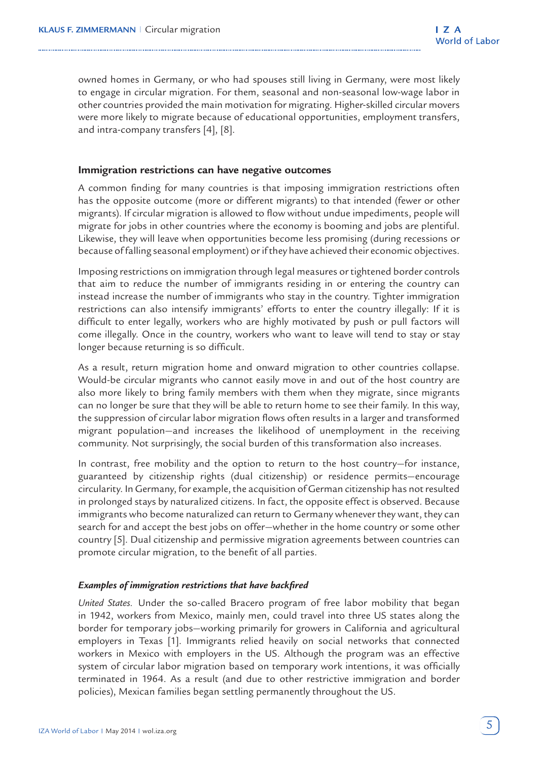owned homes in Germany, or who had spouses still living in Germany, were most likely to engage in circular migration. For them, seasonal and non-seasonal low-wage labor in other countries provided the main motivation for migrating. Higher-skilled circular movers were more likely to migrate because of educational opportunities, employment transfers, and intra-company transfers [4], [8].

### Immigration restrictions can have negative outcomes

A common finding for many countries is that imposing immigration restrictions often has the opposite outcome (more or different migrants) to that intended (fewer or other migrants). If circular migration is allowed to flow without undue impediments, people will migrate for jobs in other countries where the economy is booming and jobs are plentiful. Likewise, they will leave when opportunities become less promising (during recessions or because of falling seasonal employment) or if they have achieved their economic objectives.

Imposing restrictions on immigration through legal measures or tightened border controls that aim to reduce the number of immigrants residing in or entering the country can instead increase the number of immigrants who stay in the country. Tighter immigration restrictions can also intensify immigrants' efforts to enter the country illegally: If it is difficult to enter legally, workers who are highly motivated by push or pull factors will come illegally. Once in the country, workers who want to leave will tend to stay or stay longer because returning is so difficult.

As a result, return migration home and onward migration to other countries collapse. Would-be circular migrants who cannot easily move in and out of the host country are also more likely to bring family members with them when they migrate, since migrants can no longer be sure that they will be able to return home to see their family. In this way, the suppression of circular labor migration flows often results in a larger and transformed migrant population—and increases the likelihood of unemployment in the receiving community. Not surprisingly, the social burden of this transformation also increases.

In contrast, free mobility and the option to return to the host country—for instance, guaranteed by citizenship rights (dual citizenship) or residence permits—encourage circularity. In Germany, for example, the acquisition of German citizenship has not resulted in prolonged stays by naturalized citizens. In fact, the opposite effect is observed. Because immigrants who become naturalized can return to Germany whenever they want, they can search for and accept the best jobs on offer—whether in the home country or some other country [5]. Dual citizenship and permissive migration agreements between countries can promote circular migration, to the benefit of all parties.

#### *Examples of immigration restrictions that have backfired*

*United States.* Under the so-called Bracero program of free labor mobility that began in 1942, workers from Mexico, mainly men, could travel into three US states along the border for temporary jobs—working primarily for growers in California and agricultural employers in Texas [1]. Immigrants relied heavily on social networks that connected workers in Mexico with employers in the US. Although the program was an effective system of circular labor migration based on temporary work intentions, it was officially terminated in 1964. As a result (and due to other restrictive immigration and border policies), Mexican families began settling permanently throughout the US.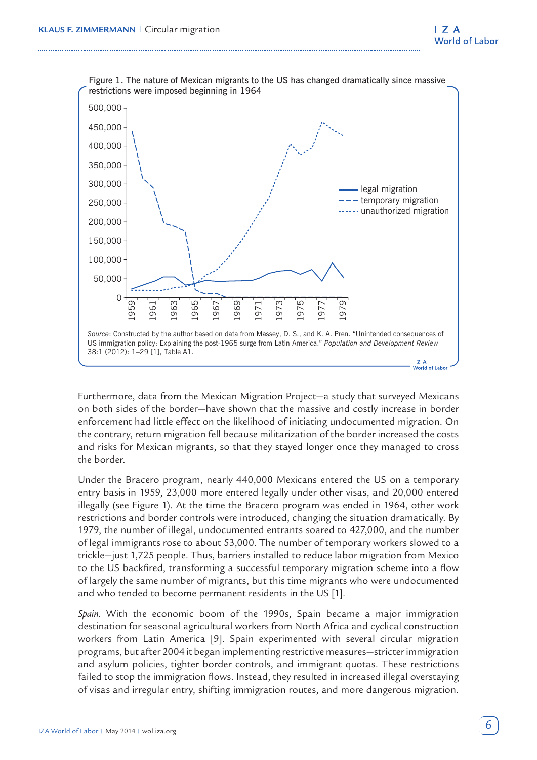Figure 1. The nature of Mexican migrants to the US has changed dramatically since massive restrictions were imposed beginning in 1964

*Source*: Constructed by the author based on data from Massey, D. S., and K. A. Pren. "Unintended consequences of US immigration policy: Explaining the post-1965 surge from Latin America." *Population and Development Review* 38:1 (2012): 1–29 [1], Table A1.

Furthermore, data from the Mexican Migration Project—a study that surveyed Mexicans on both sides of the border—have shown that the massive and costly increase in border enforcement had little effect on the likelihood of initiating undocumented migration. On the contrary, return migration fell because militarization of the border increased the costs and risks for Mexican migrants, so that they stayed longer once they managed to cross the border.

Under the Bracero program, nearly 440,000 Mexicans entered the US on a temporary entry basis in 1959, 23,000 more entered legally under other visas, and 20,000 entered illegally (see Figure 1). At the time the Bracero program was ended in 1964, other work restrictions and border controls were introduced, changing the situation dramatically. By 1979, the number of illegal, undocumented entrants soared to 427,000, and the number of legal immigrants rose to about 53,000. The number of temporary workers slowed to a trickle—just 1,725 people. Thus, barriers installed to reduce labor migration from Mexico to the US backfired, transforming a successful temporary migration scheme into a flow of largely the same number of migrants, but this time migrants who were undocumented and who tended to become permanent residents in the US [1].

*Spain.* With the economic boom of the 1990s, Spain became a major immigration destination for seasonal agricultural workers from North Africa and cyclical construction workers from Latin America [9]. Spain experimented with several circular migration programs, but after 2004 it began implementing restrictive measures—stricter immigration and asylum policies, tighter border controls, and immigrant quotas. These restrictions failed to stop the immigration flows. Instead, they resulted in increased illegal overstaying of visas and irregular entry, shifting immigration routes, and more dangerous migration.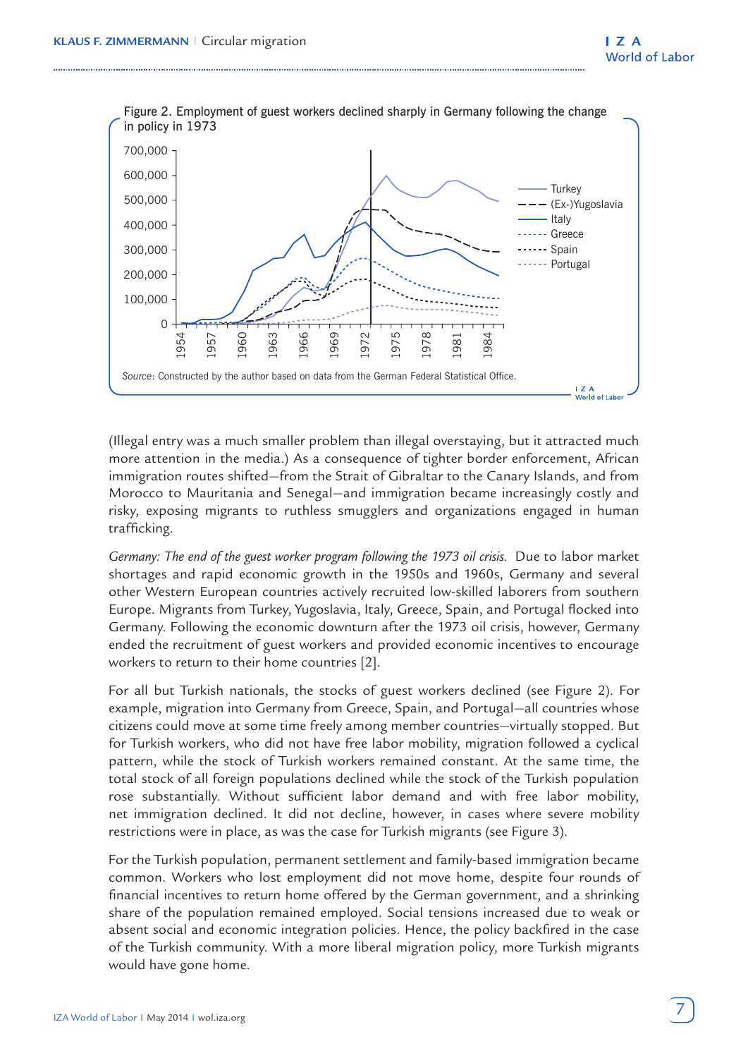Figure 2. Employment of guest workers declined sharply in Germany following the change in policy in 1973

*Source*: Constructed by the author based on data from the German Federal Statistical Office.

(Illegal entry was a much smaller problem than illegal overstaying, but it attracted much more attention in the media.) As a consequence of tighter border enforcement, African immigration routes shifted—from the Strait of Gibraltar to the Canary Islands, and from Morocco to Mauritania and Senegal—and immigration became increasingly costly and risky, exposing migrants to ruthless smugglers and organizations engaged in human trafficking.

*Germany: The end of the guest worker program following the 1973 oil crisis.* Due to labor market shortages and rapid economic growth in the 1950s and 1960s, Germany and several other Western European countries actively recruited low-skilled laborers from southern Europe. Migrants from Turkey, Yugoslavia, Italy, Greece, Spain, and Portugal flocked into Germany. Following the economic downturn after the 1973 oil crisis, however, Germany ended the recruitment of guest workers and provided economic incentives to encourage workers to return to their home countries [2].

For all but Turkish nationals, the stocks of guest workers declined (see Figure 2). For example, migration into Germany from Greece, Spain, and Portugal—all countries whose citizens could move at some time freely among member countries—virtually stopped. But for Turkish workers, who did not have free labor mobility, migration followed a cyclical pattern, while the stock of Turkish workers remained constant. At the same time, the total stock of all foreign populations declined while the stock of the Turkish population rose substantially. Without sufficient labor demand and with free labor mobility, net immigration declined. It did not decline, however, in cases where severe mobility restrictions were in place, as was the case for Turkish migrants (see Figure 3).

For the Turkish population, permanent settlement and family-based immigration became common. Workers who lost employment did not move home, despite four rounds of financial incentives to return home offered by the German government, and a shrinking share of the population remained employed. Social tensions increased due to weak or absent social and economic integration policies. Hence, the policy backfired in the case of the Turkish community. With a more liberal migration policy, more Turkish migrants would have gone home.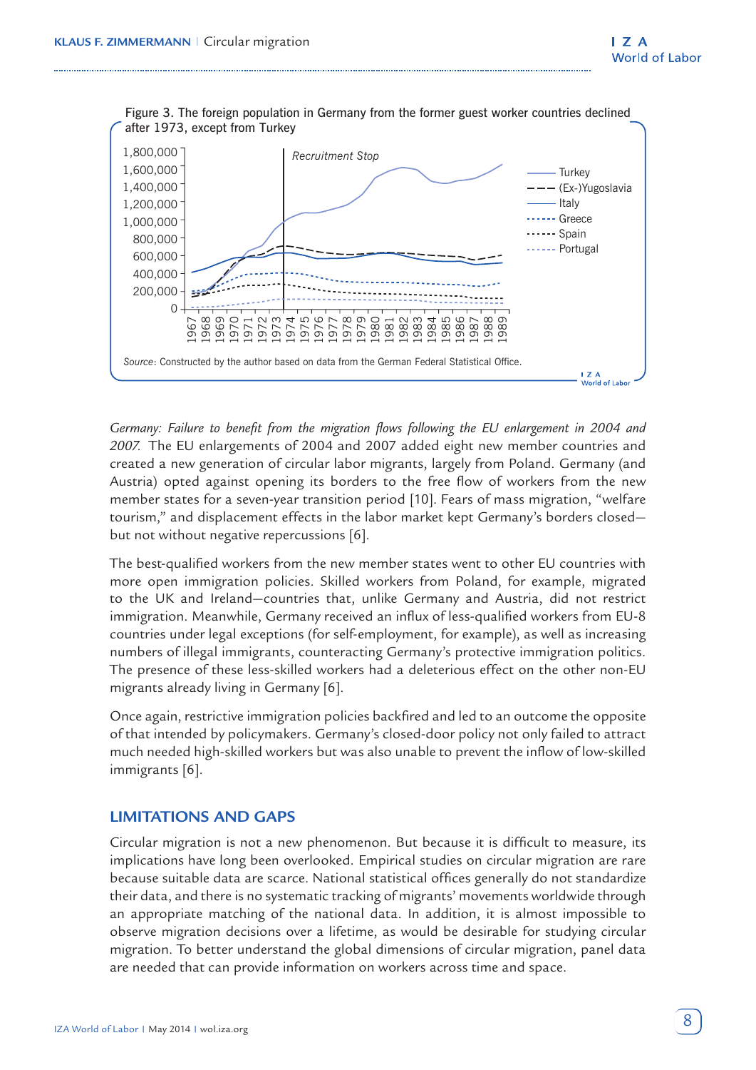Figure 3. The foreign population in Germany from the former guest worker countries declined after 1973, except from Turkey

*Source*: Constructed by the author based on data from the German Federal Statistical Office.

*Germany: Failure to benefit from the migration flows following the EU enlargement in 2004 and 2007.* The EU enlargements of 2004 and 2007 added eight new member countries and created a new generation of circular labor migrants, largely from Poland. Germany (and Austria) opted against opening its borders to the flow of workers from the new member states for a seven-year transition period [10]. Fears of mass migration, "welfare tourism," and displacement effects in the labor market kept Germany's borders closed—but not without negative repercussions [6].

The best-qualified workers from the new member states went to other EU countries with more open immigration policies. Skilled workers from Poland, for example, migrated to the UK and Ireland—countries that, unlike Germany and Austria, did not restrict immigration. Meanwhile, Germany received an influx of less-qualified workers from EU-8 countries under legal exceptions (for self-employment, for example), as well as increasing numbers of illegal immigrants, counteracting Germany's protective immigration politics. The presence of these less-skilled workers had a deleterious effect on the other non-EU migrants already living in Germany [6].

Once again, restrictive immigration policies backfired and led to an outcome the opposite of that intended by policymakers. Germany's closed-door policy not only failed to attract much needed high-skilled workers but was also unable to prevent the inflow of low-skilled immigrants [6].

## LIMITATIONS AND GAPS

Circular migration is not a new phenomenon. But because it is difficult to measure, its implications have long been overlooked. Empirical studies on circular migration are rare because suitable data are scarce. National statistical offices generally do not standardize their data, and there is no systematic tracking of migrants' movements worldwide through an appropriate matching of the national data. In addition, it is almost impossible to observe migration decisions over a lifetime, as would be desirable for studying circular migration. To better understand the global dimensions of circular migration, panel data are needed that can provide information on workers across time and space.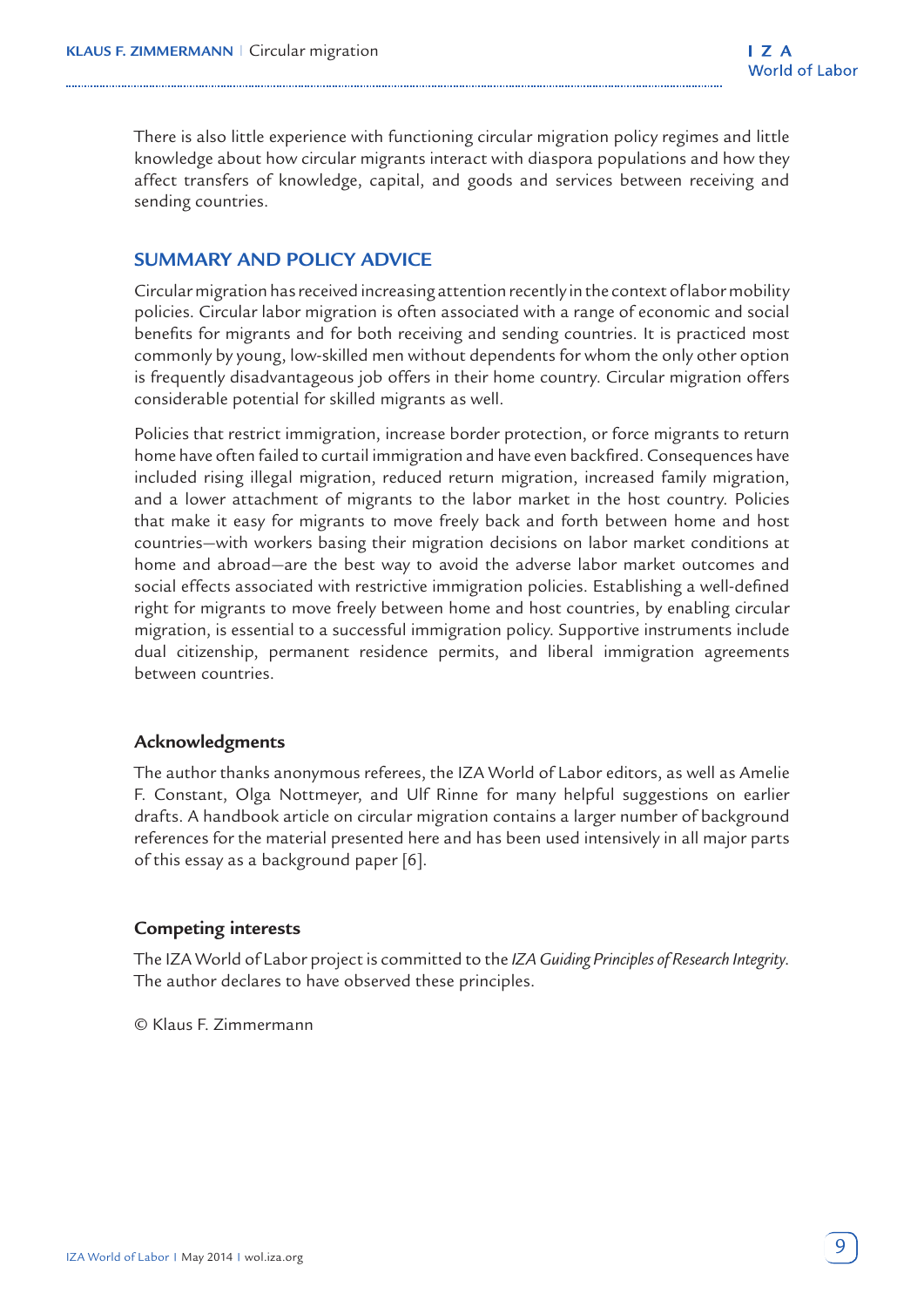There is also little experience with functioning circular migration policy regimes and little knowledge about how circular migrants interact with diaspora populations and how they affect transfers of knowledge, capital, and goods and services between receiving and sending countries.

## SUMMARY AND POLICY ADVICE

Circular migration has received increasing attention recently in the context of labor mobility policies. Circular labor migration is often associated with a range of economic and social benefits for migrants and for both receiving and sending countries. It is practiced most commonly by young, low-skilled men without dependents for whom the only other option is frequently disadvantageous job offers in their home country. Circular migration offers considerable potential for skilled migrants as well.

Policies that restrict immigration, increase border protection, or force migrants to return home have often failed to curtail immigration and have even backfired. Consequences have included rising illegal migration, reduced return migration, increased family migration, and a lower attachment of migrants to the labor market in the host country. Policies that make it easy for migrants to move freely back and forth between home and host countries—with workers basing their migration decisions on labor market conditions at home and abroad—are the best way to avoid the adverse labor market outcomes and social effects associated with restrictive immigration policies. Establishing a well-defined right for migrants to move freely between home and host countries, by enabling circular migration, is essential to a successful immigration policy. Supportive instruments include dual citizenship, permanent residence permits, and liberal immigration agreements between countries.

### Acknowledgments

The author thanks anonymous referees, the IZA World of Labor editors, as well as Amelie F. Constant, Olga Nottmeyer, and Ulf Rinne for many helpful suggestions on earlier drafts. A handbook article on circular migration contains a larger number of background references for the material presented here and has been used intensively in all major parts of this essay as a background paper [6].

### Competing interests

The IZA World of Labor project is committed to the *IZA Guiding Principles of Research Integrity*. The author declares to have observed these principles.

© Klaus F. Zimmermann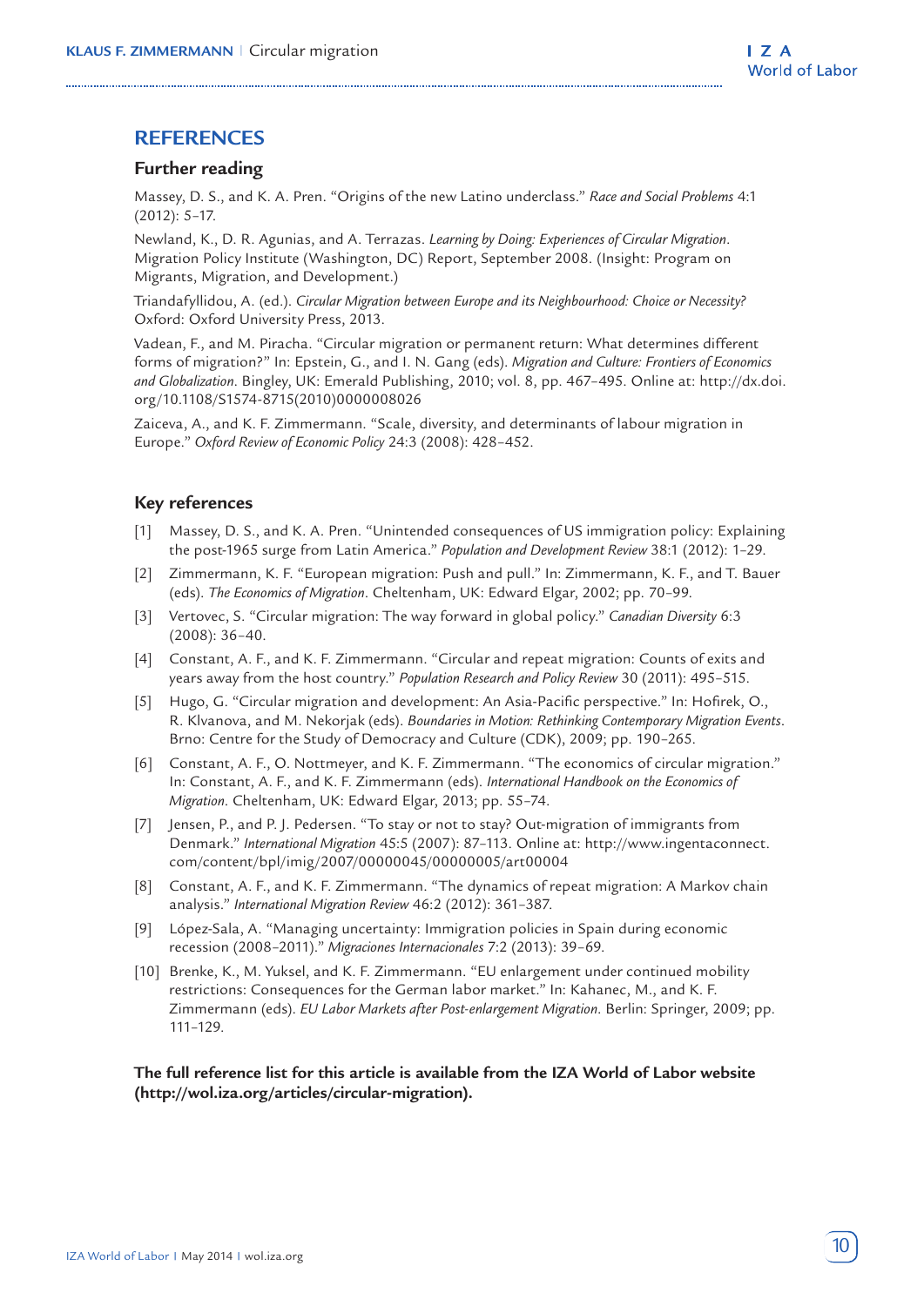# REFERENCES

## Further reading

Massey, D. S., and K. A. Pren. "Origins of the new Latino underclass." *Race and Social Problems* 4:1 (2012): 5–17.

Newland, K., D. R. Agunias, and A. Terrazas. *Learning by Doing: Experiences of Circular Migration*. Migration Policy Institute (Washington, DC) Report, September 2008. (Insight: Program on Migrants, Migration, and Development.)

Triandafyllidou, A. (ed.). *Circular Migration between Europe and its Neighbourhood: Choice or Necessity?* Oxford: Oxford University Press, 2013.

Vadean, F., and M. Piracha. "Circular migration or permanent return: What determines different forms of migration?" In: Epstein, G., and I. N. Gang (eds). *Migration and Culture: Frontiers of Economics and Globalization*. Bingley, UK: Emerald Publishing, 2010; vol. 8, pp. 467–495. Online at: http://dx.doi.org/10.1108/S1574-8715(2010)0000008026

Zaiceva, A., and K. F. Zimmermann. "Scale, diversity, and determinants of labour migration in Europe." *Oxford Review of Economic Policy* 24:3 (2008): 428–452.

## Key references

[1] Massey, D. S., and K. A. Pren. "Unintended consequences of US immigration policy: Explaining the post-1965 surge from Latin America." *Population and Development Review* 38:1 (2012): 1–29.

[2] Zimmermann, K. F. "European migration: Push and pull." In: Zimmermann, K. F., and T. Bauer (eds). *The Economics of Migration*. Cheltenham, UK: Edward Elgar, 2002; pp. 70–99.

[3] Vertovec, S. "Circular migration: The way forward in global policy." *Canadian Diversity* 6:3 (2008): 36–40.

[4] Constant, A. F., and K. F. Zimmermann. "Circular and repeat migration: Counts of exits and years away from the host country." *Population Research and Policy Review* 30 (2011): 495–515.

[5] Hugo, G. "Circular migration and development: An Asia-Pacific perspective." In: Hofirek, O., R. Klvanova, and M. Nekorjak (eds). *Boundaries in Motion: Rethinking Contemporary Migration Events*. Brno: Centre for the Study of Democracy and Culture (CDK), 2009; pp. 190–265.

[6] Constant, A. F., O. Nottmeyer, and K. F. Zimmermann. "The economics of circular migration." In: Constant, A. F., and K. F. Zimmermann (eds). *International Handbook on the Economics of Migration*. Cheltenham, UK: Edward Elgar, 2013; pp. 55–74.

[7] Jensen, P., and P. J. Pedersen. "To stay or not to stay? Out-migration of immigrants from Denmark." *International Migration* 45:5 (2007): 87–113. Online at: http://www.ingentaconnect.com/content/bpl/imig/2007/00000045/00000005/art00004

[8] Constant, A. F., and K. F. Zimmermann. "The dynamics of repeat migration: A Markov chain analysis." *International Migration Review* 46:2 (2012): 361–387.

[9] López-Sala, A. "Managing uncertainty: Immigration policies in Spain during economic recession (2008–2011)." *Migraciones Internacionales* 7:2 (2013): 39–69.

[10] Brenke, K., M. Yuksel, and K. F. Zimmermann. "EU enlargement under continued mobility restrictions: Consequences for the German labor market." In: Kahanec, M., and K. F. Zimmermann (eds). *EU Labor Markets after Post-enlargement Migration*. Berlin: Springer, 2009; pp. 111–129.

**The full reference list for this article is available from the IZA World of Labor website (http://wol.iza.org/articles/circular-migration).**